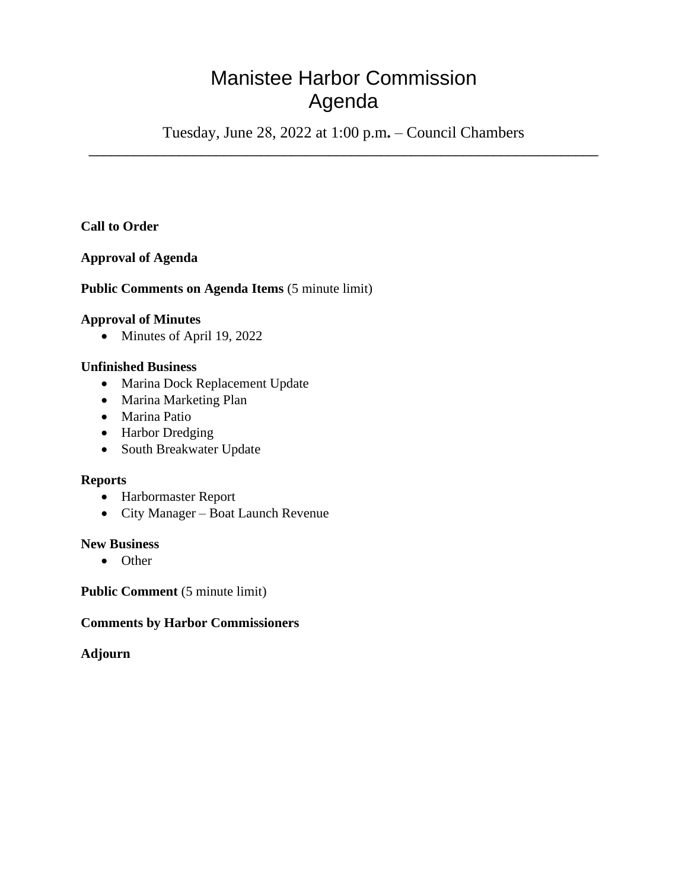# Manistee Harbor Commission
# Agenda

Tuesday, June 28, 2022 at 1:00 p.m. – Council Chambers

---

**Call to Order**

**Approval of Agenda**

**Public Comments on Agenda Items** (5 minute limit)

**Approval of Minutes**

- Minutes of April 19, 2022

**Unfinished Business**

- Marina Dock Replacement Update
- Marina Marketing Plan
- Marina Patio
- Harbor Dredging
- South Breakwater Update

**Reports**

- Harbormaster Report
- City Manager – Boat Launch Revenue

**New Business**

- Other

**Public Comment** (5 minute limit)

**Comments by Harbor Commissioners**

**Adjourn**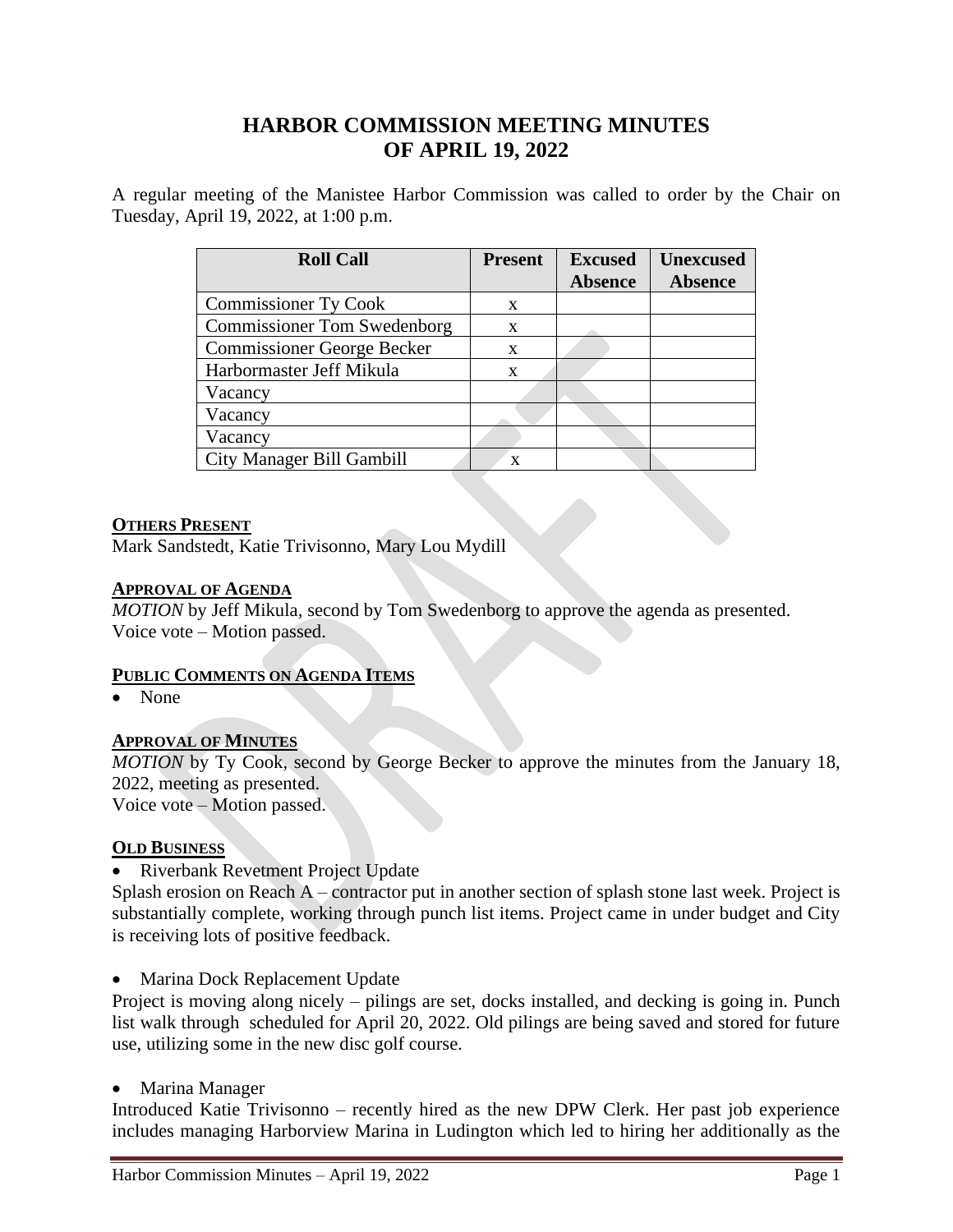# HARBOR COMMISSION MEETING MINUTES OF APRIL 19, 2022

A regular meeting of the Manistee Harbor Commission was called to order by the Chair on Tuesday, April 19, 2022, at 1:00 p.m.

| Roll Call | Present | Excused Absence | Unexcused Absence |
|---|---|---|---|
| Commissioner Ty Cook | x | | |
| Commissioner Tom Swedenborg | x | | |
| Commissioner George Becker | x | | |
| Harbormaster Jeff Mikula | x | | |
| Vacancy | | | |
| Vacancy | | | |
| Vacancy | | | |
| City Manager Bill Gambill | x | | |

**OTHERS PRESENT**

Mark Sandstedt, Katie Trivisonno, Mary Lou Mydill

**APPROVAL OF AGENDA**

*MOTION* by Jeff Mikula, second by Tom Swedenborg to approve the agenda as presented.
Voice vote – Motion passed.

**PUBLIC COMMENTS ON AGENDA ITEMS**

- None

**APPROVAL OF MINUTES**

*MOTION* by Ty Cook, second by George Becker to approve the minutes from the January 18, 2022, meeting as presented.
Voice vote – Motion passed.

**OLD BUSINESS**

- Riverbank Revetment Project Update

Splash erosion on Reach A – contractor put in another section of splash stone last week. Project is substantially complete, working through punch list items. Project came in under budget and City is receiving lots of positive feedback.

- Marina Dock Replacement Update

Project is moving along nicely – pilings are set, docks installed, and decking is going in. Punch list walk through scheduled for April 20, 2022. Old pilings are being saved and stored for future use, utilizing some in the new disc golf course.

- Marina Manager

Introduced Katie Trivisonno – recently hired as the new DPW Clerk. Her past job experience includes managing Harborview Marina in Ludington which led to hiring her additionally as the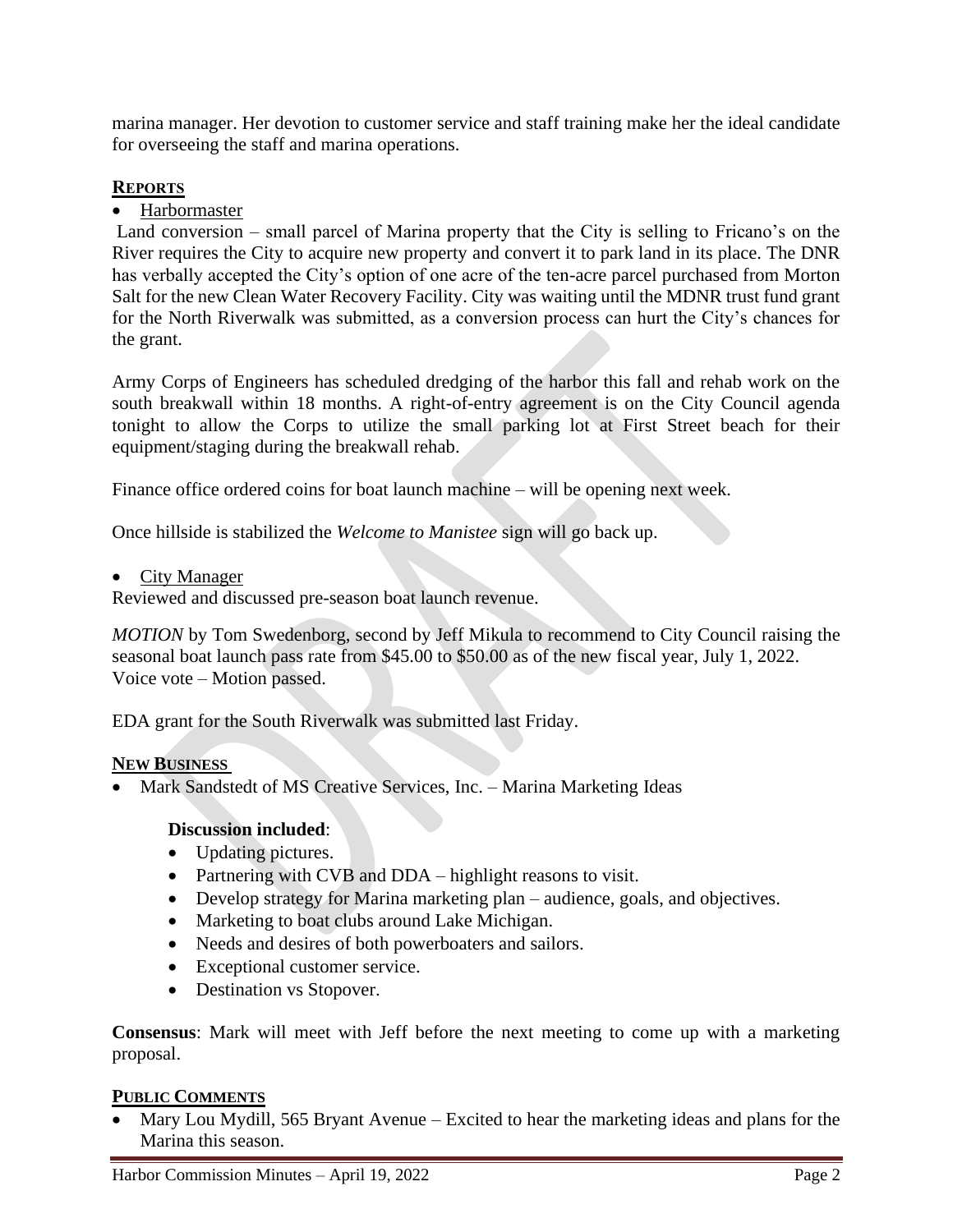marina manager. Her devotion to customer service and staff training make her the ideal candidate for overseeing the staff and marina operations.

## REPORTS

- Harbormaster

Land conversion – small parcel of Marina property that the City is selling to Fricano's on the River requires the City to acquire new property and convert it to park land in its place. The DNR has verbally accepted the City's option of one acre of the ten-acre parcel purchased from Morton Salt for the new Clean Water Recovery Facility. City was waiting until the MDNR trust fund grant for the North Riverwalk was submitted, as a conversion process can hurt the City's chances for the grant.

Army Corps of Engineers has scheduled dredging of the harbor this fall and rehab work on the south breakwall within 18 months. A right-of-entry agreement is on the City Council agenda tonight to allow the Corps to utilize the small parking lot at First Street beach for their equipment/staging during the breakwall rehab.

Finance office ordered coins for boat launch machine – will be opening next week.

Once hillside is stabilized the *Welcome to Manistee* sign will go back up.

- City Manager

Reviewed and discussed pre-season boat launch revenue.

*MOTION* by Tom Swedenborg, second by Jeff Mikula to recommend to City Council raising the seasonal boat launch pass rate from $45.00 to $50.00 as of the new fiscal year, July 1, 2022. Voice vote – Motion passed.

EDA grant for the South Riverwalk was submitted last Friday.

## NEW BUSINESS

- Mark Sandstedt of MS Creative Services, Inc. – Marina Marketing Ideas

  **Discussion included**:
  - Updating pictures.
  - Partnering with CVB and DDA – highlight reasons to visit.
  - Develop strategy for Marina marketing plan – audience, goals, and objectives.
  - Marketing to boat clubs around Lake Michigan.
  - Needs and desires of both powerboaters and sailors.
  - Exceptional customer service.
  - Destination vs Stopover.

**Consensus**: Mark will meet with Jeff before the next meeting to come up with a marketing proposal.

## PUBLIC COMMENTS

- Mary Lou Mydill, 565 Bryant Avenue – Excited to hear the marketing ideas and plans for the Marina this season.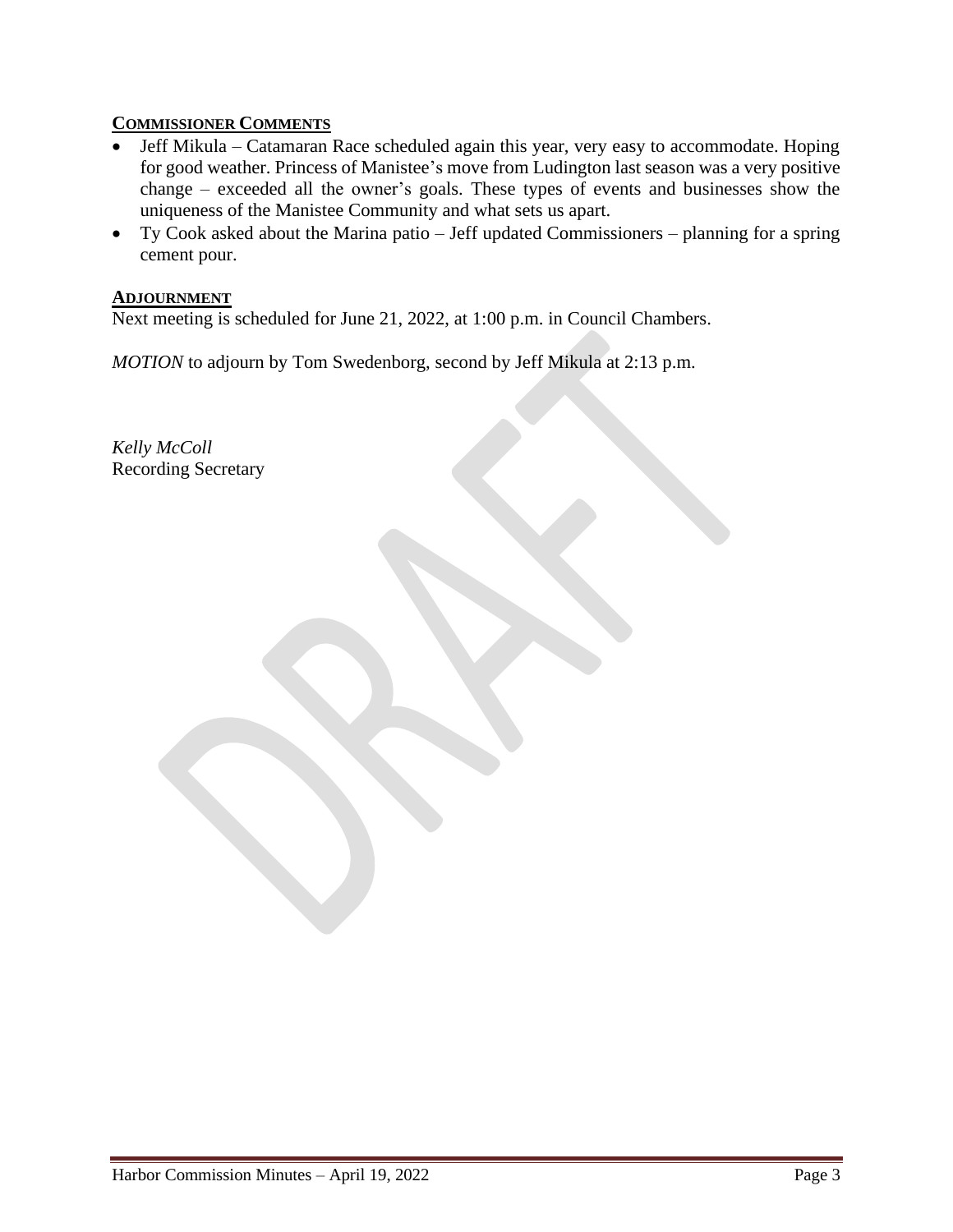## COMMISSIONER COMMENTS

- Jeff Mikula – Catamaran Race scheduled again this year, very easy to accommodate. Hoping for good weather. Princess of Manistee's move from Ludington last season was a very positive change – exceeded all the owner's goals. These types of events and businesses show the uniqueness of the Manistee Community and what sets us apart.
- Ty Cook asked about the Marina patio – Jeff updated Commissioners – planning for a spring cement pour.

## ADJOURNMENT

Next meeting is scheduled for June 21, 2022, at 1:00 p.m. in Council Chambers.

*MOTION* to adjourn by Tom Swedenborg, second by Jeff Mikula at 2:13 p.m.

*Kelly McColl*
Recording Secretary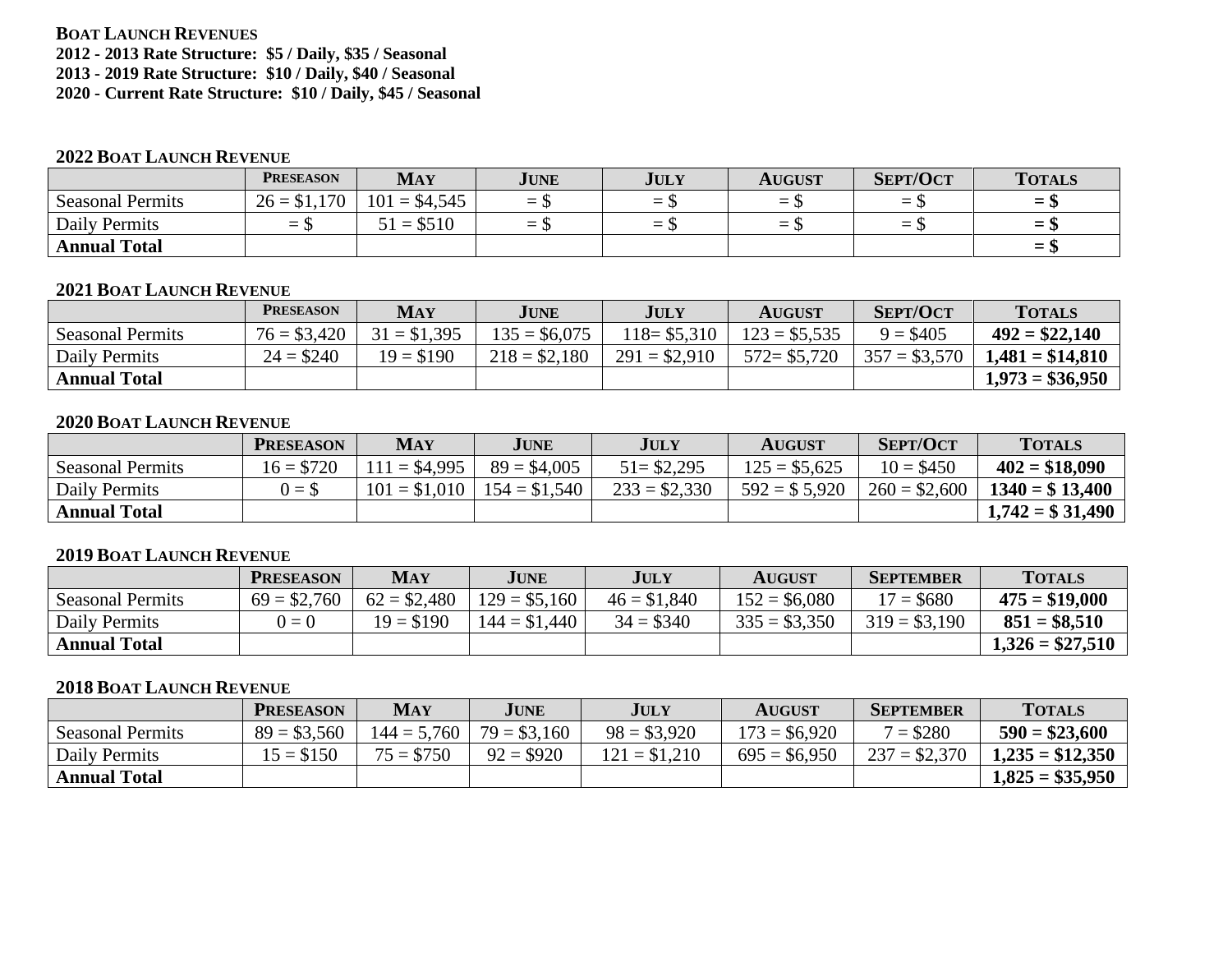**BOAT LAUNCH REVENUES**
**2012 - 2013 Rate Structure: $5 / Daily, $35 / Seasonal**
**2013 - 2019 Rate Structure: $10 / Daily, $40 / Seasonal**
**2020 - Current Rate Structure: $10 / Daily, $45 / Seasonal**

**2022 BOAT LAUNCH REVENUE**

| | PRESEASON | MAY | JUNE | JULY | AUGUST | SEPT/OCT | TOTALS |
|---|---|---|---|---|---|---|---|
| Seasonal Permits | 26 = $1,170 | 101 = $4,545 | = $ | = $ | = $ | = $ | **= $** |
| Daily Permits | = $ | 51 = $510 | = $ | = $ | = $ | = $ | **= $** |
| **Annual Total** | | | | | | | **= $** |

**2021 BOAT LAUNCH REVENUE**

| | PRESEASON | MAY | JUNE | JULY | AUGUST | SEPT/OCT | TOTALS |
|---|---|---|---|---|---|---|---|
| Seasonal Permits | 76 = $3,420 | 31 = $1,395 | 135 = $6,075 | 118= $5,310 | 123 = $5,535 | 9 = $405 | **492 = $22,140** |
| Daily Permits | 24 = $240 | 19 = $190 | 218 = $2,180 | 291 = $2,910 | 572= $5,720 | 357 = $3,570 | **1,481 = $14,810** |
| **Annual Total** | | | | | | | **1,973 = $36,950** |

**2020 BOAT LAUNCH REVENUE**

| | PRESEASON | MAY | JUNE | JULY | AUGUST | SEPT/OCT | TOTALS |
|---|---|---|---|---|---|---|---|
| Seasonal Permits | 16 = $720 | 111 = $4,995 | 89 = $4,005 | 51= $2,295 | 125 = $5,625 | 10 = $450 | **402 = $18,090** |
| Daily Permits | 0 = $ | 101 = $1,010 | 154 = $1,540 | 233 = $2,330 | 592 = $ 5,920 | 260 = $2,600 | **1340 = $ 13,400** |
| **Annual Total** | | | | | | | **1,742 = $ 31,490** |

**2019 BOAT LAUNCH REVENUE**

| | PRESEASON | MAY | JUNE | JULY | AUGUST | SEPTEMBER | TOTALS |
|---|---|---|---|---|---|---|---|
| Seasonal Permits | 69 = $2,760 | 62 = $2,480 | 129 = $5,160 | 46 = $1,840 | 152 = $6,080 | 17 = $680 | **475 = $19,000** |
| Daily Permits | 0 = 0 | 19 = $190 | 144 = $1,440 | 34 = $340 | 335 = $3,350 | 319 = $3,190 | **851 = $8,510** |
| **Annual Total** | | | | | | | **1,326 = $27,510** |

**2018 BOAT LAUNCH REVENUE**

| | PRESEASON | MAY | JUNE | JULY | AUGUST | SEPTEMBER | TOTALS |
|---|---|---|---|---|---|---|---|
| Seasonal Permits | 89 = $3,560 | 144 = 5,760 | 79 = $3,160 | 98 = $3,920 | 173 = $6,920 | 7 = $280 | **590 = $23,600** |
| Daily Permits | 15 = $150 | 75 = $750 | 92 = $920 | 121 = $1,210 | 695 = $6,950 | 237 = $2,370 | **1,235 = $12,350** |
| **Annual Total** | | | | | | | **1,825 = $35,950** |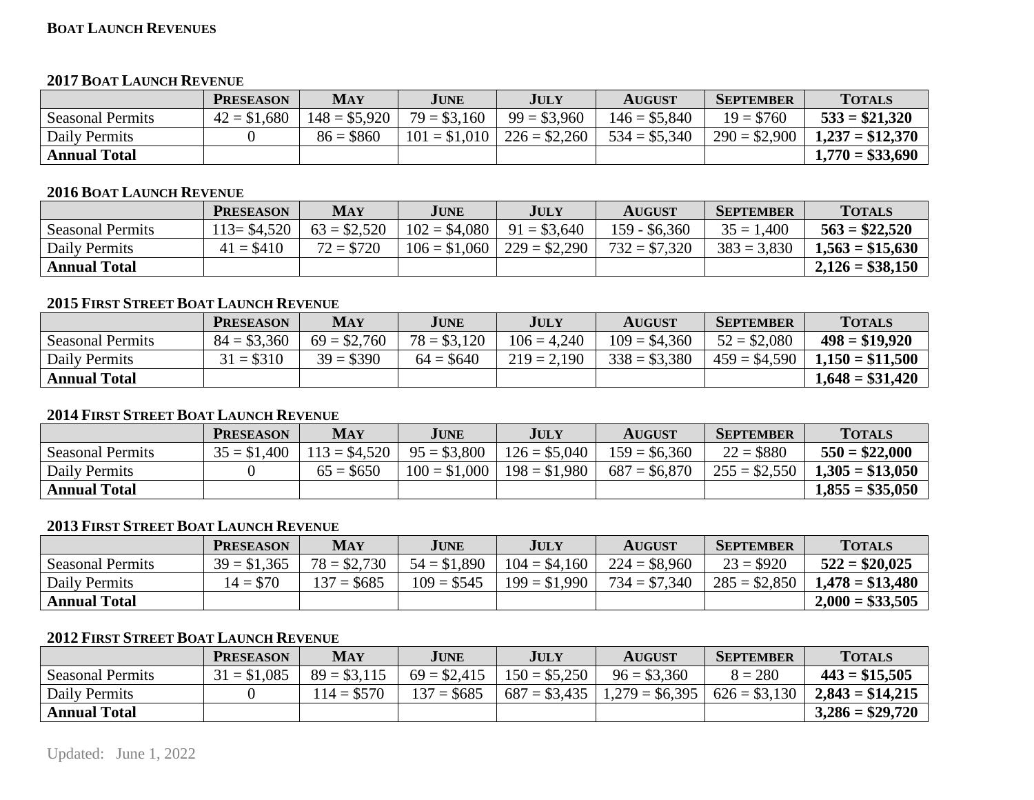## Boat Launch Revenues

### 2017 Boat Launch Revenue

| | Preseason | May | June | July | August | September | Totals |
|---|---|---|---|---|---|---|---|
| Seasonal Permits | 42 = $1,680 | 148 = $5,920 | 79 = $3,160 | 99 = $3,960 | 146 = $5,840 | 19 = $760 | **533 = $21,320** |
| Daily Permits | 0 | 86 = $860 | 101 = $1,010 | 226 = $2,260 | 534 = $5,340 | 290 = $2,900 | **1,237 = $12,370** |
| **Annual Total** | | | | | | | **1,770 = $33,690** |

### 2016 Boat Launch Revenue

| | Preseason | May | June | July | August | September | Totals |
|---|---|---|---|---|---|---|---|
| Seasonal Permits | 113= $4,520 | 63 = $2,520 | 102 = $4,080 | 91 = $3,640 | 159 - $6,360 | 35 = 1,400 | **563 = $22,520** |
| Daily Permits | 41 = $410 | 72 = $720 | 106 = $1,060 | 229 = $2,290 | 732 = $7,320 | 383 = 3,830 | **1,563 = $15,630** |
| **Annual Total** | | | | | | | **2,126 = $38,150** |

### 2015 First Street Boat Launch Revenue

| | Preseason | May | June | July | August | September | Totals |
|---|---|---|---|---|---|---|---|
| Seasonal Permits | 84 = $3,360 | 69 = $2,760 | 78 = $3,120 | 106 = 4,240 | 109 = $4,360 | 52 = $2,080 | **498 = $19,920** |
| Daily Permits | 31 = $310 | 39 = $390 | 64 = $640 | 219 = 2,190 | 338 = $3,380 | 459 = $4,590 | **1,150 = $11,500** |
| **Annual Total** | | | | | | | **1,648 = $31,420** |

### 2014 First Street Boat Launch Revenue

| | Preseason | May | June | July | August | September | Totals |
|---|---|---|---|---|---|---|---|
| Seasonal Permits | 35 = $1,400 | 113 = $4,520 | 95 = $3,800 | 126 = $5,040 | 159 = $6,360 | 22 = $880 | **550 = $22,000** |
| Daily Permits | 0 | 65 = $650 | 100 = $1,000 | 198 = $1,980 | 687 = $6,870 | 255 = $2,550 | **1,305 = $13,050** |
| **Annual Total** | | | | | | | **1,855 = $35,050** |

### 2013 First Street Boat Launch Revenue

| | Preseason | May | June | July | August | September | Totals |
|---|---|---|---|---|---|---|---|
| Seasonal Permits | 39 = $1,365 | 78 = $2,730 | 54 = $1,890 | 104 = $4,160 | 224 = $8,960 | 23 = $920 | **522 = $20,025** |
| Daily Permits | 14 = $70 | 137 = $685 | 109 = $545 | 199 = $1,990 | 734 = $7,340 | 285 = $2,850 | **1,478 = $13,480** |
| **Annual Total** | | | | | | | **2,000 = $33,505** |

### 2012 First Street Boat Launch Revenue

| | Preseason | May | June | July | August | September | Totals |
|---|---|---|---|---|---|---|---|
| Seasonal Permits | 31 = $1,085 | 89 = $3,115 | 69 = $2,415 | 150 = $5,250 | 96 = $3,360 | 8 = 280 | **443 = $15,505** |
| Daily Permits | 0 | 114 = $570 | 137 = $685 | 687 = $3,435 | 1,279 = $6,395 | 626 = $3,130 | **2,843 = $14,215** |
| **Annual Total** | | | | | | | **3,286 = $29,720** |

Updated: June 1, 2022